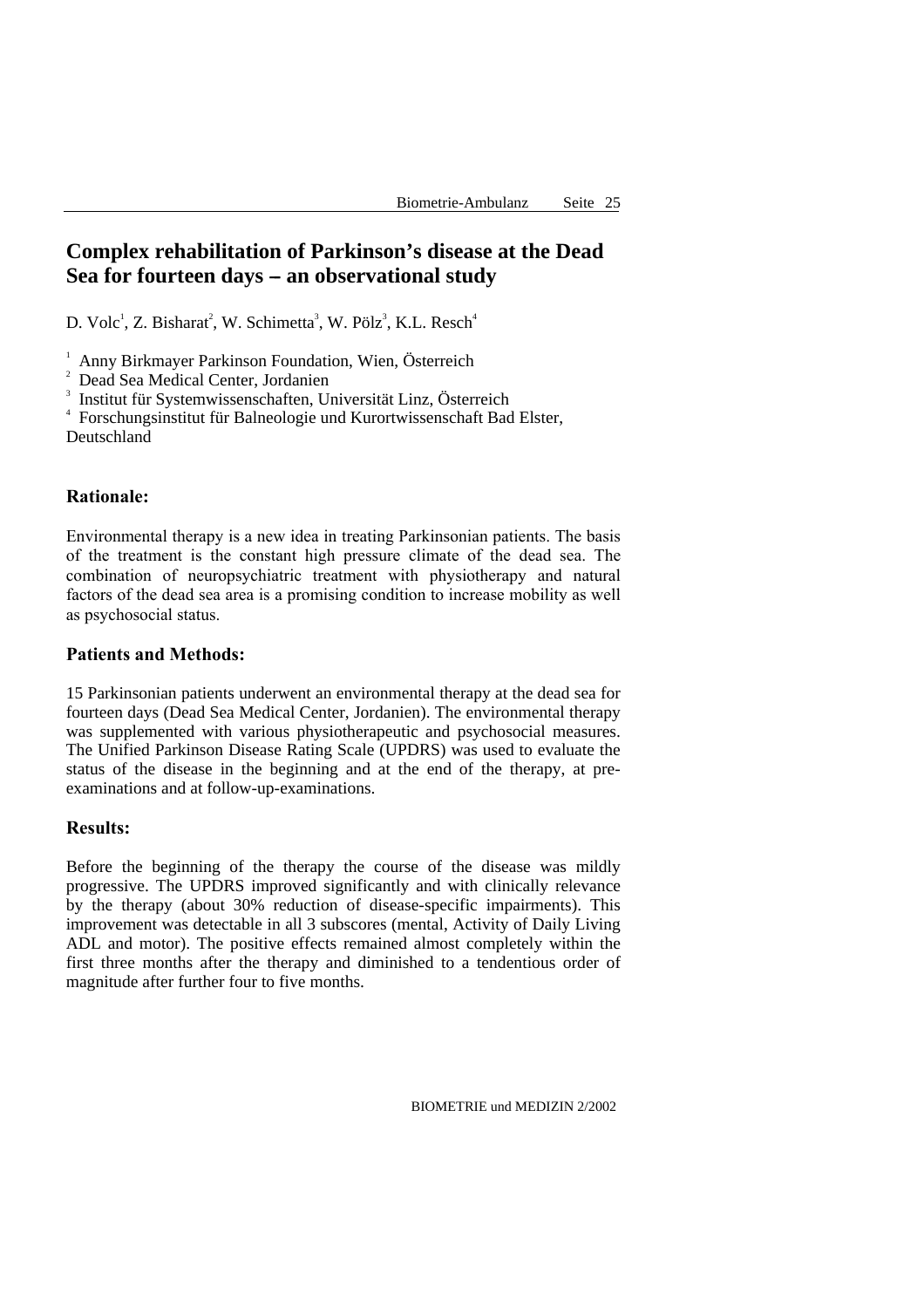# Complex rehabilitation of Parkinson's disease at the Dead Sea for fourteen days – an observational study

D. Volc[1], Z. Bisharat[2], W. Schimetta[3], W. Pölz[3], K.L. Resch[4]

[1] Anny Birkmayer Parkinson Foundation, Wien, Österreich
[2] Dead Sea Medical Center, Jordanien
[3] Institut für Systemwissenschaften, Universität Linz, Österreich
[4] Forschungsinstitut für Balneologie und Kurortwissenschaft Bad Elster, Deutschland

## Rationale:

Environmental therapy is a new idea in treating Parkinsonian patients. The basis of the treatment is the constant high pressure climate of the dead sea. The combination of neuropsychiatric treatment with physiotherapy and natural factors of the dead sea area is a promising condition to increase mobility as well as psychosocial status.

## Patients and Methods:

15 Parkinsonian patients underwent an environmental therapy at the dead sea for fourteen days (Dead Sea Medical Center, Jordanien). The environmental therapy was supplemented with various physiotherapeutic and psychosocial measures. The Unified Parkinson Disease Rating Scale (UPDRS) was used to evaluate the status of the disease in the beginning and at the end of the therapy, at pre-examinations and at follow-up-examinations.

## Results:

Before the beginning of the therapy the course of the disease was mildly progressive. The UPDRS improved significantly and with clinically relevance by the therapy (about 30% reduction of disease-specific impairments). This improvement was detectable in all 3 subscores (mental, Activity of Daily Living ADL and motor). The positive effects remained almost completely within the first three months after the therapy and diminished to a tendentious order of magnitude after further four to five months.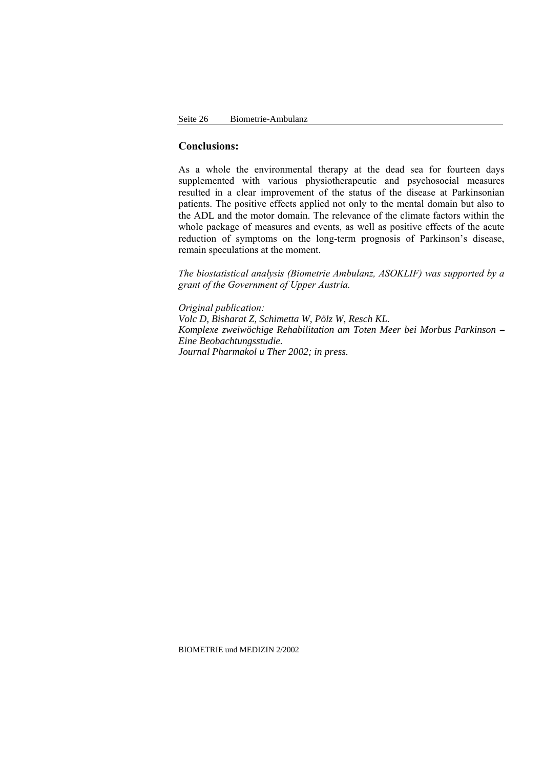## Conclusions:

As a whole the environmental therapy at the dead sea for fourteen days supplemented with various physiotherapeutic and psychosocial measures resulted in a clear improvement of the status of the disease at Parkinsonian patients. The positive effects applied not only to the mental domain but also to the ADL and the motor domain. The relevance of the climate factors within the whole package of measures and events, as well as positive effects of the acute reduction of symptoms on the long-term prognosis of Parkinson's disease, remain speculations at the moment.

*The biostatistical analysis (Biometrie Ambulanz, ASOKLIF) was supported by a grant of the Government of Upper Austria.*

*Original publication:*
*Volc D, Bisharat Z, Schimetta W, Pölz W, Resch KL.*
*Komplexe zweiwöchige Rehabilitation am Toten Meer bei Morbus Parkinson – Eine Beobachtungsstudie.*
*Journal Pharmakol u Ther 2002; in press.*